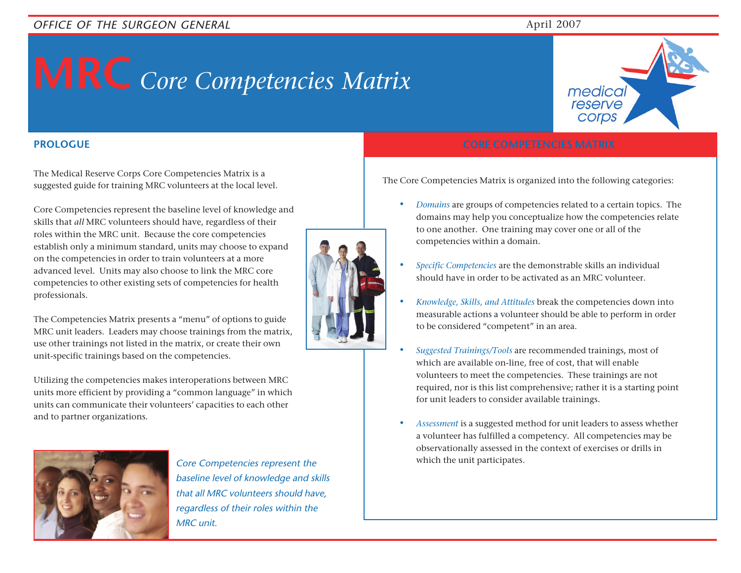OFFICE OF THE SURGEON GENERAL

April 2007

# MRC *Core Competencies Matrix*

medical reserve corps

## PROLOGUE

The Medical Reserve Corps Core Competencies Matrix is a suggested guide for training MRC volunteers at the local level.

Core Competencies represent the baseline level of knowledge and skills that *all* MRC volunteers should have, regardless of their roles within the MRC unit. Because the core competencies establish only a minimum standard, units may choose to expand on the competencies in order to train volunteers at a more advanced level. Units may also choose to link the MRC core competencies to other existing sets of competencies for health professionals.

The Competencies Matrix presents a "menu" of options to guide MRC unit leaders. Leaders may choose trainings from the matrix, use other trainings not listed in the matrix, or create their own unit-specific trainings based on the competencies.

Utilizing the competencies makes interoperations between MRC units more efficient by providing a "common language" in which units can communicate their volunteers' capacities to each other and to partner organizations.

*Core Competencies represent the baseline level of knowledge and skills that all MRC volunteers should have, regardless of their roles within the MRC unit.*

## CORE COMPETENCIES MATRIX

The Core Competencies Matrix is organized into the following categories:

- *Domains* are groups of competencies related to a certain topics. The domains may help you conceptualize how the competencies relate to one another. One training may cover one or all of the competencies within a domain.
- *Specific Competencies* are the demonstrable skills an individual should have in order to be activated as an MRC volunteer.
- *Knowledge, Skills, and Attitudes* break the competencies down into measurable actions a volunteer should be able to perform in order to be considered "competent" in an area.
- *Suggested Trainings/Tools* are recommended trainings, most of which are available on-line, free of cost, that will enable volunteers to meet the competencies. These trainings are not required, nor is this list comprehensive; rather it is a starting point for unit leaders to consider available trainings.
- *Assessment* is a suggested method for unit leaders to assess whether a volunteer has fulfilled a competency. All competencies may be observationally assessed in the context of exercises or drills in which the unit participates.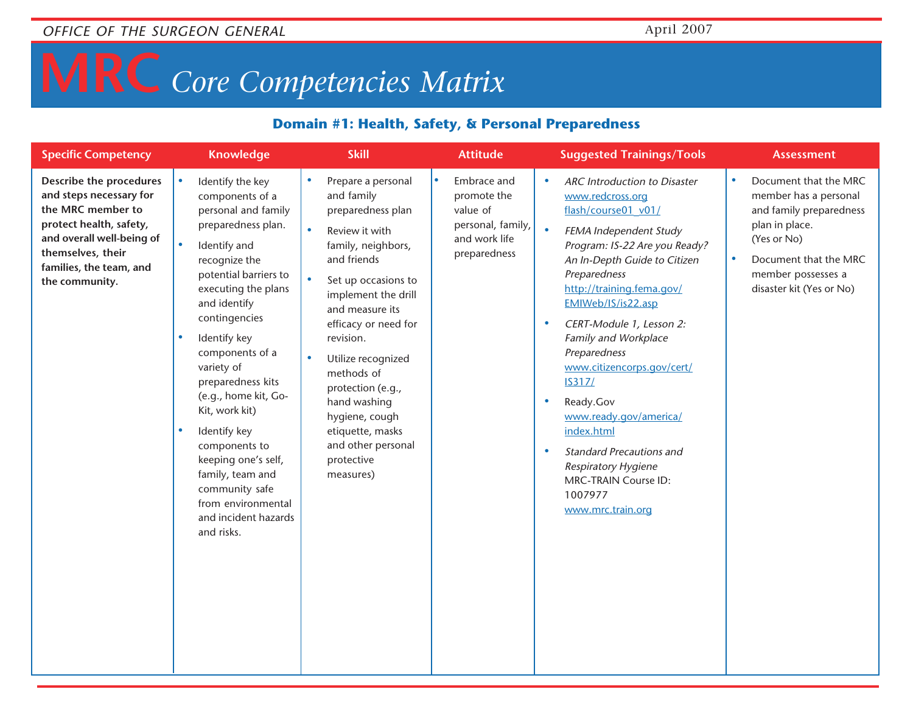# MRC Core Competencies Matrix

## Domain #1: Health, Safety, & Personal Preparedness

| Specific Competency | Knowledge | Skill | Attitude | Suggested Trainings/Tools | Assessment |
|---|---|---|---|---|---|
| **Describe the procedures and steps necessary for the MRC member to protect health, safety, and overall well-being of themselves, their families, the team, and the community.** | • Identify the key components of a personal and family preparedness plan.<br>• Identify and recognize the potential barriers to executing the plans and identify contingencies<br>• Identify key components of a variety of preparedness kits (e.g., home kit, Go-Kit, work kit)<br>• Identify key components to keeping one's self, family, team and community safe from environmental and incident hazards and risks. | • Prepare a personal and family preparedness plan<br>• Review it with family, neighbors, and friends<br>• Set up occasions to implement the drill and measure its efficacy or need for revision.<br>• Utilize recognized methods of protection (e.g., hand washing hygiene, cough etiquette, masks and other personal protective measures) | • Embrace and promote the value of personal, family, and work life preparedness | • *ARC Introduction to Disaster* www.redcross.org flash/course01_v01/<br>• *FEMA Independent Study Program: IS-22 Are you Ready? An In-Depth Guide to Citizen Preparedness* http://training.fema.gov/EMIWeb/IS/is22.asp<br>• *CERT-Module 1, Lesson 2: Family and Workplace Preparedness* www.citizencorps.gov/cert/IS317/<br>• Ready.Gov www.ready.gov/america/index.html<br>• *Standard Precautions and Respiratory Hygiene* MRC-TRAIN Course ID: 1007977 www.mrc.train.org | • Document that the MRC member has a personal and family preparedness plan in place. (Yes or No)<br>• Document that the MRC member possesses a disaster kit (Yes or No) |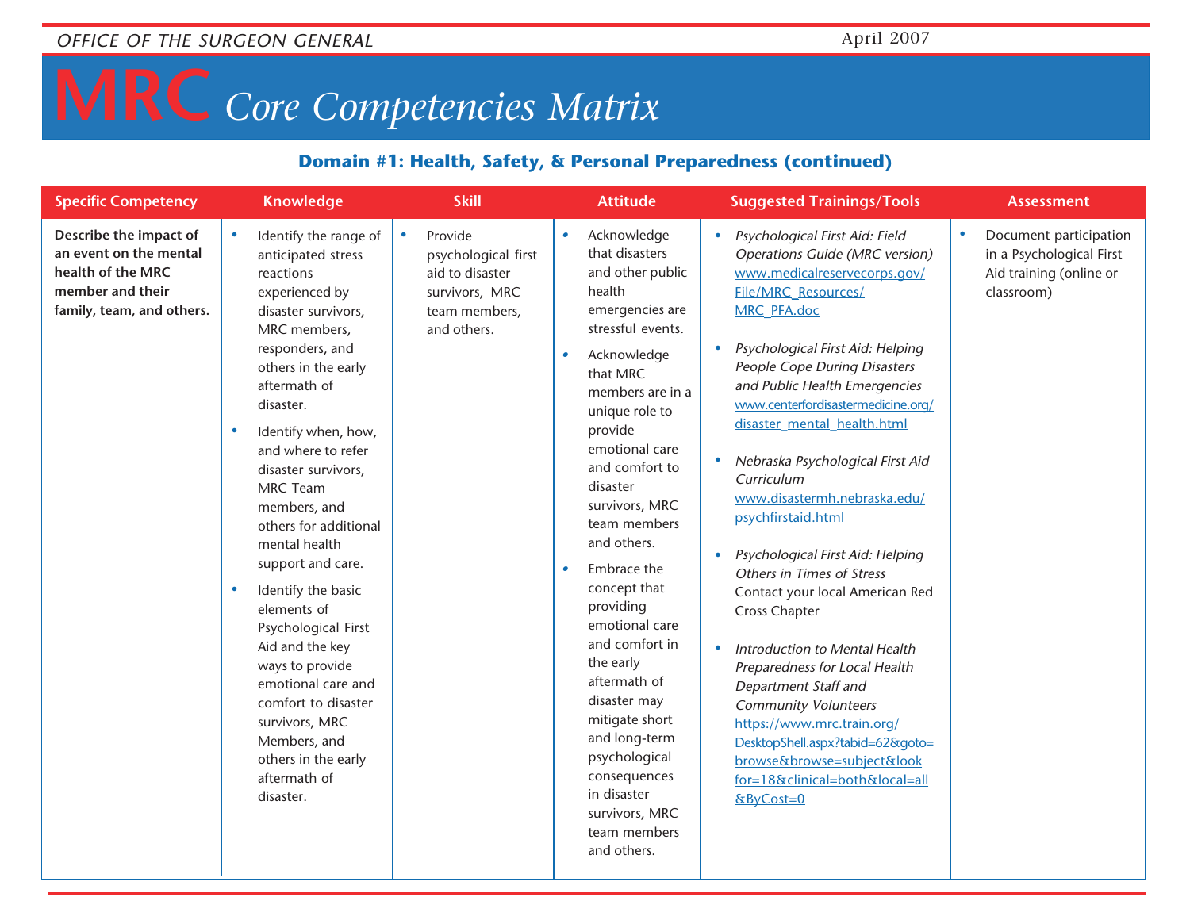# MRC Core Competencies Matrix

## Domain #1: Health, Safety, & Personal Preparedness (continued)

| Specific Competency | Knowledge | Skill | Attitude | Suggested Trainings/Tools | Assessment |
|---|---|---|---|---|---|
| **Describe the impact of an event on the mental health of the MRC member and their family, team, and others.** | • Identify the range of anticipated stress reactions experienced by disaster survivors, MRC members, responders, and others in the early aftermath of disaster.<br>• Identify when, how, and where to refer disaster survivors, MRC Team members, and others for additional mental health support and care.<br>• Identify the basic elements of Psychological First Aid and the key ways to provide emotional care and comfort to disaster survivors, MRC Members, and others in the early aftermath of disaster. | • Provide psychological first aid to disaster survivors, MRC team members, and others. | • Acknowledge that disasters and other public health emergencies are stressful events.<br>• Acknowledge that MRC members are in a unique role to provide emotional care and comfort to disaster survivors, MRC team members and others.<br>• Embrace the concept that providing emotional care and comfort in the early aftermath of disaster may mitigate short and long-term psychological consequences in disaster survivors, MRC team members and others. | • *Psychological First Aid: Field Operations Guide (MRC version)* www.medicalreservecorps.gov/File/MRC_Resources/MRC_PFA.doc<br>• *Psychological First Aid: Helping People Cope During Disasters and Public Health Emergencies* www.centerfordisastermedicine.org/disaster_mental_health.html<br>• *Nebraska Psychological First Aid Curriculum* www.disastermh.nebraska.edu/psychfirstaid.html<br>• *Psychological First Aid: Helping Others in Times of Stress* Contact your local American Red Cross Chapter<br>• *Introduction to Mental Health Preparedness for Local Health Department Staff and Community Volunteers* https://www.mrc.train.org/DesktopShell.aspx?tabid=62&goto=browse&browse=subject&lookfor=18&clinical=both&local=all&ByCost=0 | • Document participation in a Psychological First Aid training (online or classroom) |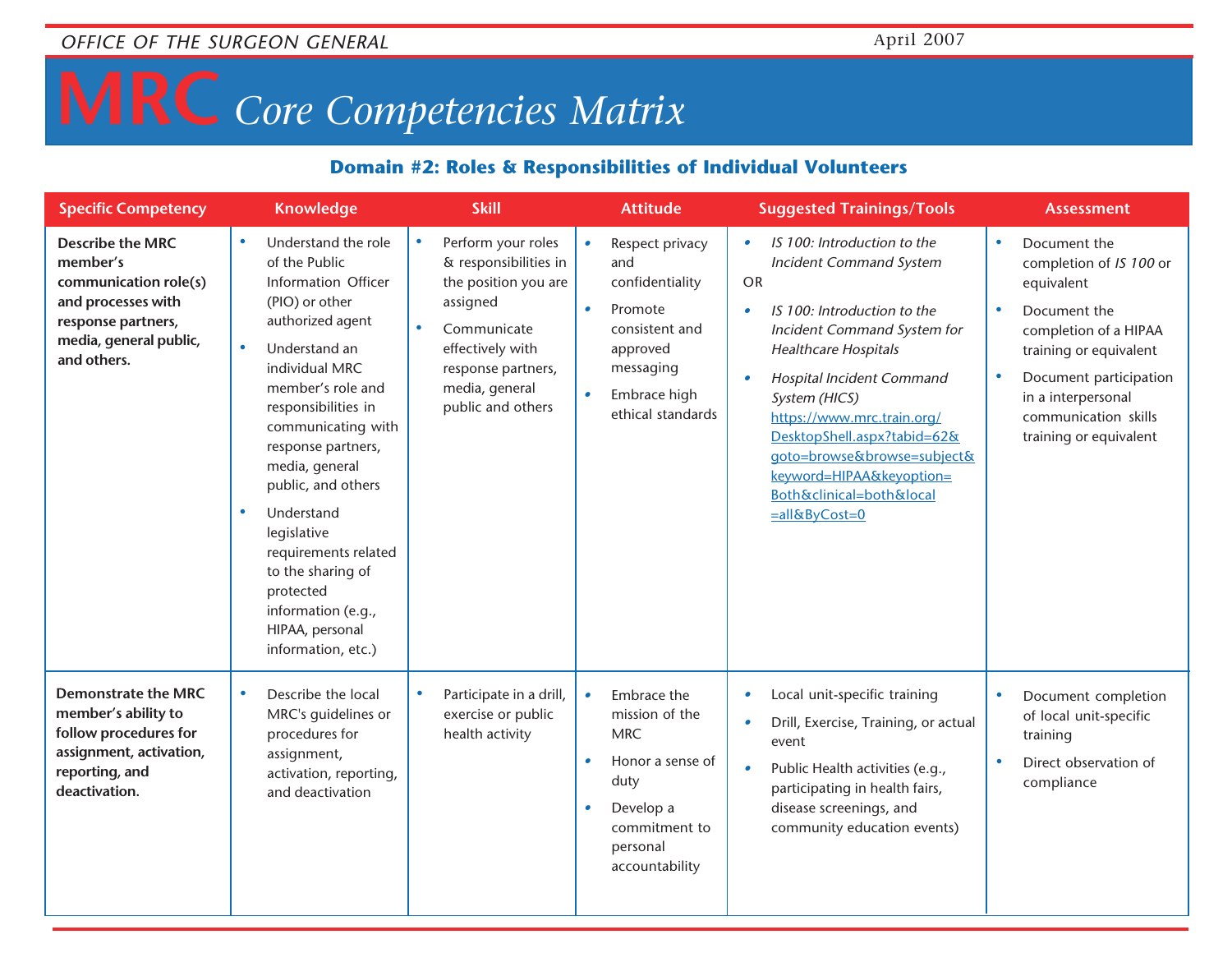# MRC *Core Competencies Matrix*

## Domain #2: Roles & Responsibilities of Individual Volunteers

| Specific Competency | Knowledge | Skill | Attitude | Suggested Trainings/Tools | Assessment |
|---|---|---|---|---|---|
| **Describe the MRC member's communication role(s) and processes with response partners, media, general public, and others.** | • Understand the role of the Public Information Officer (PIO) or other authorized agent<br>• Understand an individual MRC member's role and responsibilities in communicating with response partners, media, general public, and others<br>• Understand legislative requirements related to the sharing of protected information (e.g., HIPAA, personal information, etc.) | • Perform your roles & responsibilities in the position you are assigned<br>• Communicate effectively with response partners, media, general public and others | • Respect privacy and confidentiality<br>• Promote consistent and approved messaging<br>• Embrace high ethical standards | • *IS 100: Introduction to the Incident Command System*<br>OR<br>• *IS 100: Introduction to the Incident Command System for Healthcare Hospitals*<br>• *Hospital Incident Command System (HICS)*<br>https://www.mrc.train.org/DesktopShell.aspx?tabid=62&goto=browse&browse=subject&keyword=HIPAA&keyoption=Both&clinical=both&local=all&ByCost=0 | • Document the completion of *IS 100* or equivalent<br>• Document the completion of a HIPAA training or equivalent<br>• Document participation in a interpersonal communication skills training or equivalent |
| **Demonstrate the MRC member's ability to follow procedures for assignment, activation, reporting, and deactivation.** | • Describe the local MRC's guidelines or procedures for assignment, activation, reporting, and deactivation | • Participate in a drill, exercise or public health activity | • Embrace the mission of the MRC<br>• Honor a sense of duty<br>• Develop a commitment to personal accountability | • Local unit-specific training<br>• Drill, Exercise, Training, or actual event<br>• Public Health activities (e.g., participating in health fairs, disease screenings, and community education events) | • Document completion of local unit-specific training<br>• Direct observation of compliance |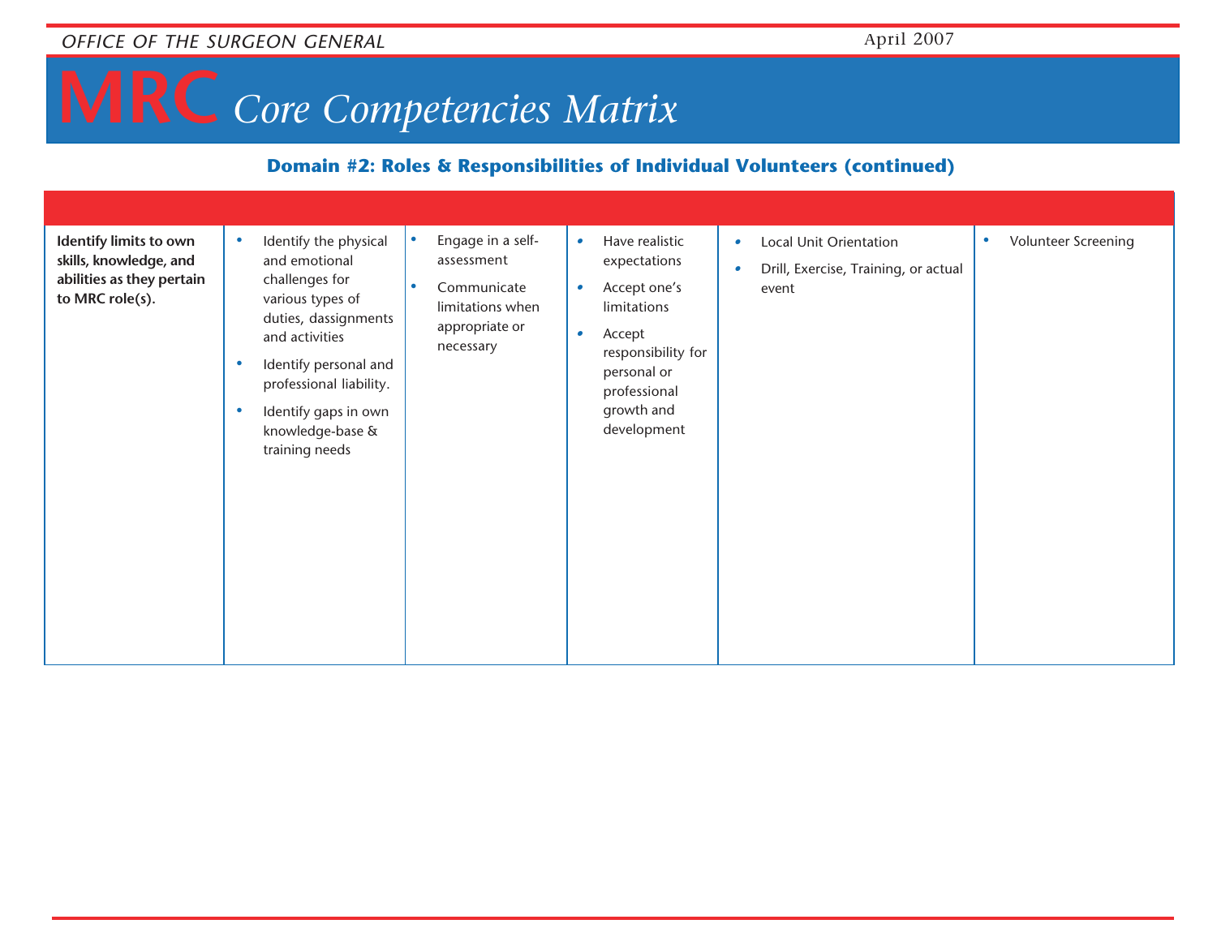# MRC *Core Competencies Matrix*

## Domain #2: Roles & Responsibilities of Individual Volunteers (continued)

| | | | | | |
|---|---|---|---|---|---|
| **Identify limits to own skills, knowledge, and abilities as they pertain to MRC role(s).** | • Identify the physical and emotional challenges for various types of duties, dassignments and activities<br>• Identify personal and professional liability.<br>• Identify gaps in own knowledge-base & training needs | • Engage in a self-assessment<br>• Communicate limitations when appropriate or necessary | • Have realistic expectations<br>• Accept one's limitations<br>• Accept responsibility for personal or professional growth and development | • Local Unit Orientation<br>• Drill, Exercise, Training, or actual event | • Volunteer Screening |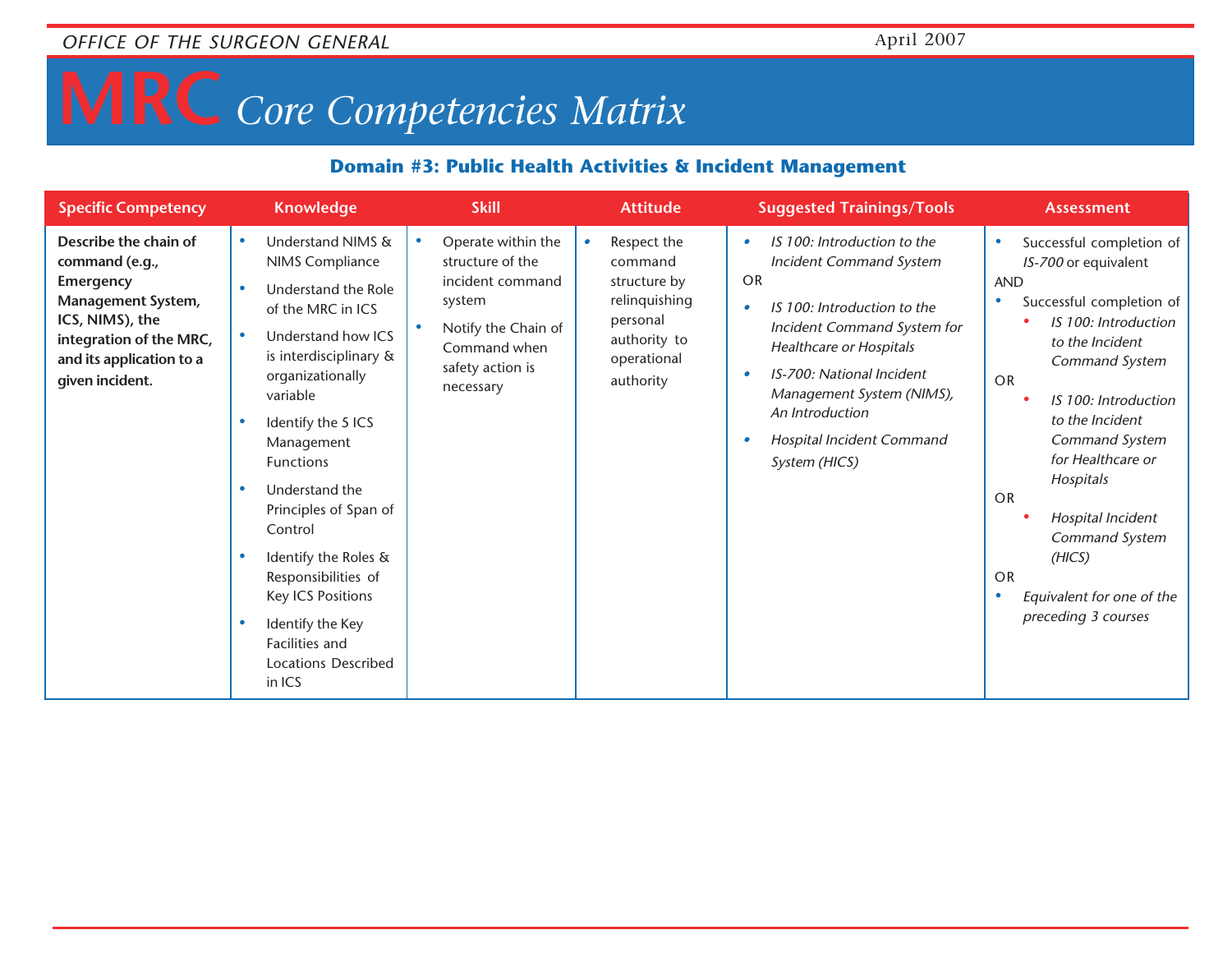# MRC *Core Competencies Matrix*

## Domain #3: Public Health Activities & Incident Management

| Specific Competency | Knowledge | Skill | Attitude | Suggested Trainings/Tools | Assessment |
|---|---|---|---|---|---|
| **Describe the chain of command (e.g., Emergency Management System, ICS, NIMS), the integration of the MRC, and its application to a given incident.** | • Understand NIMS & NIMS Compliance<br>• Understand the Role of the MRC in ICS<br>• Understand how ICS is interdisciplinary & organizationally variable<br>• Identify the 5 ICS Management Functions<br>• Understand the Principles of Span of Control<br>• Identify the Roles & Responsibilities of Key ICS Positions<br>• Identify the Key Facilities and Locations Described in ICS | • Operate within the structure of the incident command system<br>• Notify the Chain of Command when safety action is necessary | • Respect the command structure by relinquishing personal authority to operational authority | • *IS 100: Introduction to the Incident Command System*<br>OR<br>• *IS 100: Introduction to the Incident Command System for Healthcare or Hospitals*<br>• *IS-700: National Incident Management System (NIMS), An Introduction*<br>• *Hospital Incident Command System (HICS)* | • Successful completion of *IS-700* or equivalent<br>AND<br>• Successful completion of<br>  • *IS 100: Introduction to the Incident Command System*<br>OR<br>  • *IS 100: Introduction to the Incident Command System for Healthcare or Hospitals*<br>OR<br>  • *Hospital Incident Command System (HICS)*<br>OR<br>• *Equivalent for one of the preceding 3 courses* |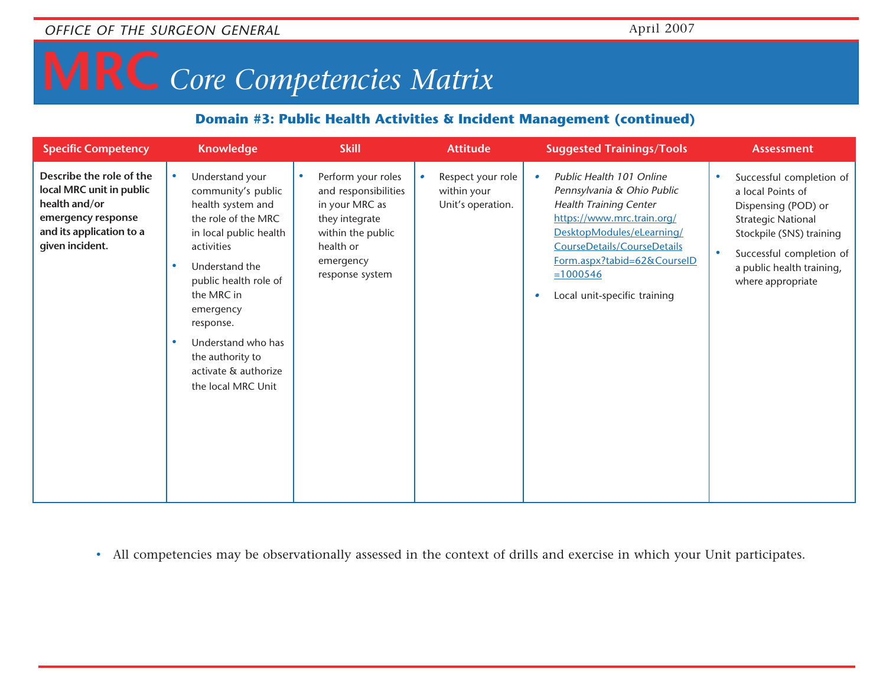# MRC *Core Competencies Matrix*

## Domain #3: Public Health Activities & Incident Management (continued)

| Specific Competency | Knowledge | Skill | Attitude | Suggested Trainings/Tools | Assessment |
|---|---|---|---|---|---|
| **Describe the role of the local MRC unit in public health and/or emergency response and its application to a given incident.** | • Understand your community's public health system and the role of the MRC in local public health activities<br>• Understand the public health role of the MRC in emergency response.<br>• Understand who has the authority to activate & authorize the local MRC Unit | • Perform your roles and responsibilities in your MRC as they integrate within the public health or emergency response system | • Respect your role within your Unit's operation. | • *Public Health 101 Online Pennsylvania & Ohio Public Health Training Center* https://www.mrc.train.org/DesktopModules/eLearning/CourseDetails/CourseDetailsForm.aspx?tabid=62&CourseID=1000546<br>• Local unit-specific training | • Successful completion of a local Points of Dispensing (POD) or Strategic National Stockpile (SNS) training<br>• Successful completion of a public health training, where appropriate |

- All competencies may be observationally assessed in the context of drills and exercise in which your Unit participates.